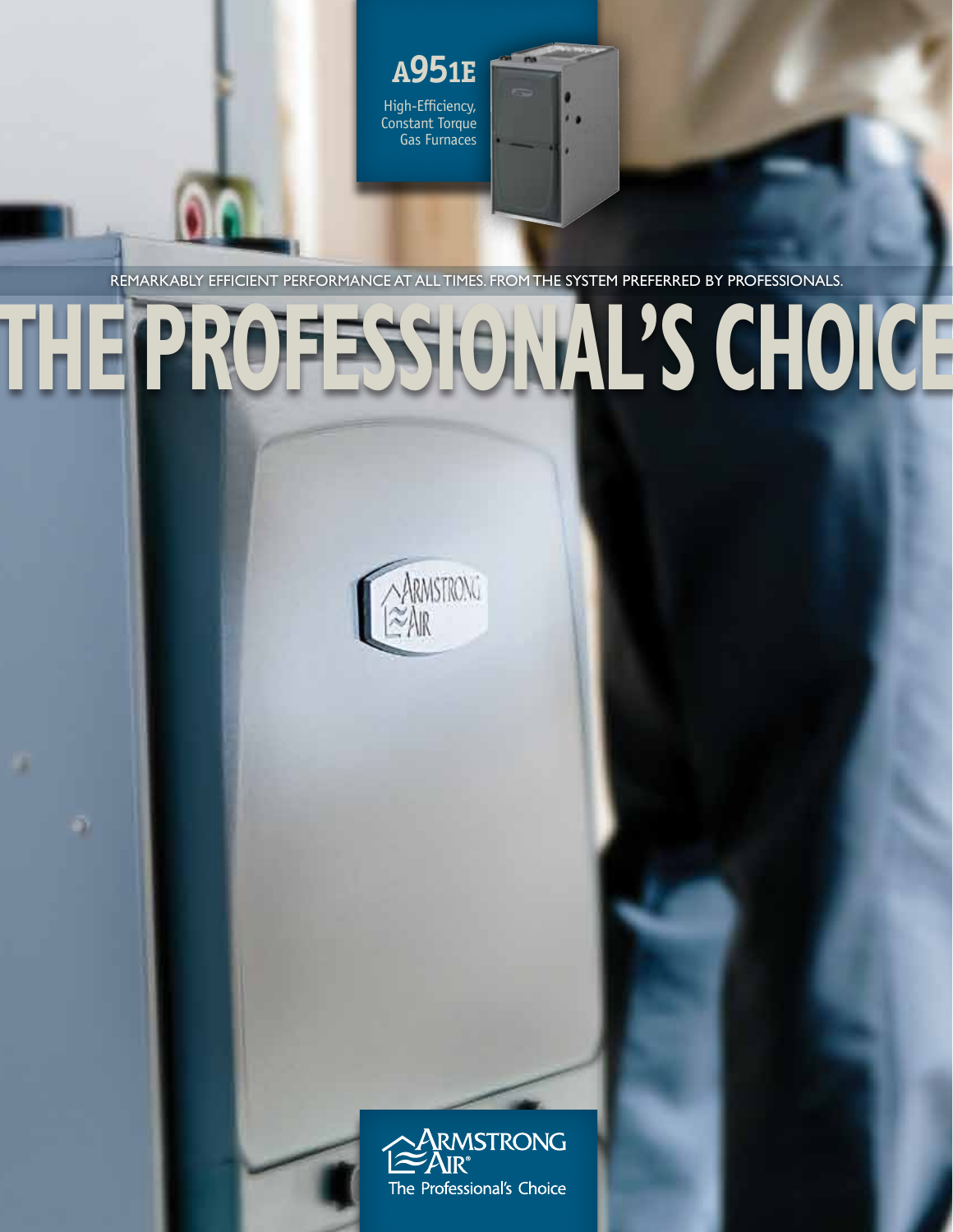# A951E

High-Efficiency, Constant Torque Gas Furnaces

REMARKABLY EFFICIENT PERFORMANCE AT ALL TIMES. FROM THE SYSTEM PREFERRED BY PROFESSIONALS.

# THE PROFESSIONAL'S CHOICE

Armstrong Air®

The Professional's Choice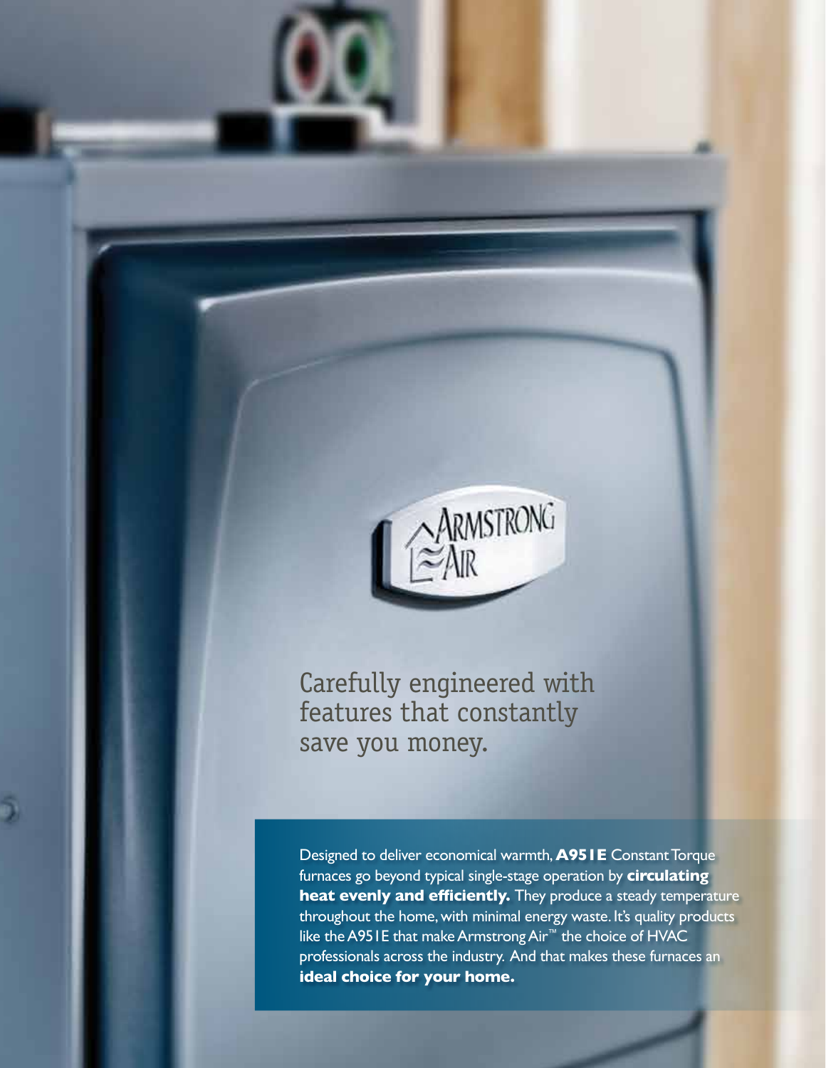Carefully engineered with features that constantly save you money.

Designed to deliver economical warmth, **A951E** Constant Torque furnaces go beyond typical single-stage operation by **circulating heat evenly and efficiently.** They produce a steady temperature throughout the home, with minimal energy waste. It's quality products like the A951E that make Armstrong Air™ the choice of HVAC professionals across the industry. And that makes these furnaces an **ideal choice for your home.**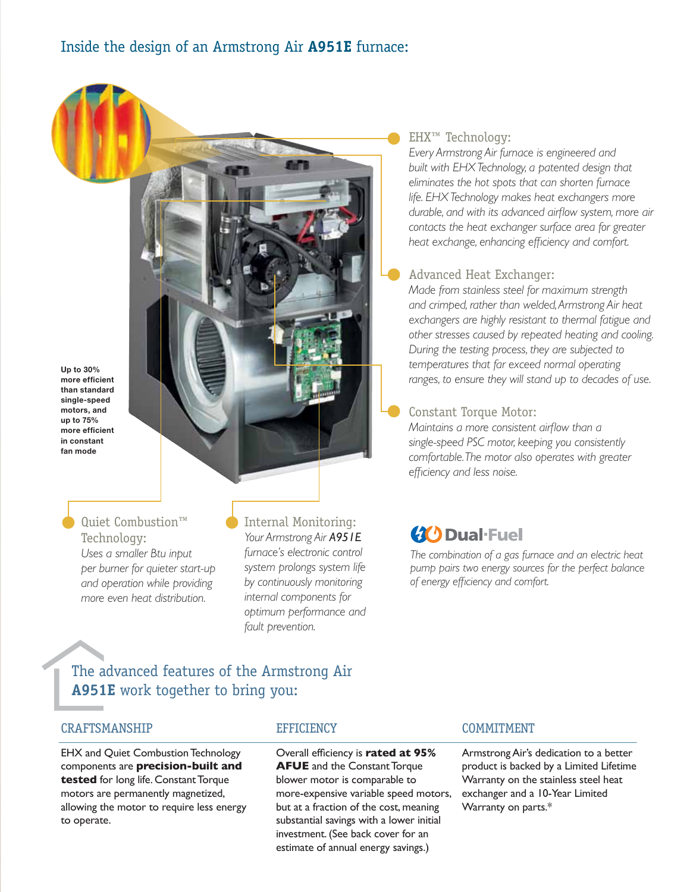# Inside the design of an Armstrong Air **A951E** furnace:

Up to 30% more efficient than standard single-speed motors, and up to 75% more efficient in constant fan mode

## EHX™ Technology:

*Every Armstrong Air furnace is engineered and built with EHX Technology, a patented design that eliminates the hot spots that can shorten furnace life. EHX Technology makes heat exchangers more durable, and with its advanced airflow system, more air contacts the heat exchanger surface area for greater heat exchange, enhancing efficiency and comfort.*

## Advanced Heat Exchanger:

*Made from stainless steel for maximum strength and crimped, rather than welded, Armstrong Air heat exchangers are highly resistant to thermal fatigue and other stresses caused by repeated heating and cooling. During the testing process, they are subjected to temperatures that far exceed normal operating ranges, to ensure they will stand up to decades of use.*

## Constant Torque Motor:

*Maintains a more consistent airflow than a single-speed PSC motor, keeping you consistently comfortable. The motor also operates with greater efficiency and less noise.*

## Quiet Combustion™ Technology:

*Uses a smaller Btu input per burner for quieter start-up and operation while providing more even heat distribution.*

## Internal Monitoring:

*Your Armstrong Air A951E furnace's electronic control system prolongs system life by continuously monitoring internal components for optimum performance and fault prevention.*

## Dual-Fuel

*The combination of a gas furnace and an electric heat pump pairs two energy sources for the perfect balance of energy efficiency and comfort.*

# The advanced features of the Armstrong Air **A951E** work together to bring you:

### CRAFTSMANSHIP

EHX and Quiet Combustion Technology components are **precision-built and tested** for long life. Constant Torque motors are permanently magnetized, allowing the motor to require less energy to operate.

### EFFICIENCY

Overall efficiency is **rated at 95% AFUE** and the Constant Torque blower motor is comparable to more-expensive variable speed motors, but at a fraction of the cost, meaning substantial savings with a lower initial investment. (See back cover for an estimate of annual energy savings.)

### COMMITMENT

Armstrong Air's dedication to a better product is backed by a Limited Lifetime Warranty on the stainless steel heat exchanger and a 10-Year Limited Warranty on parts.*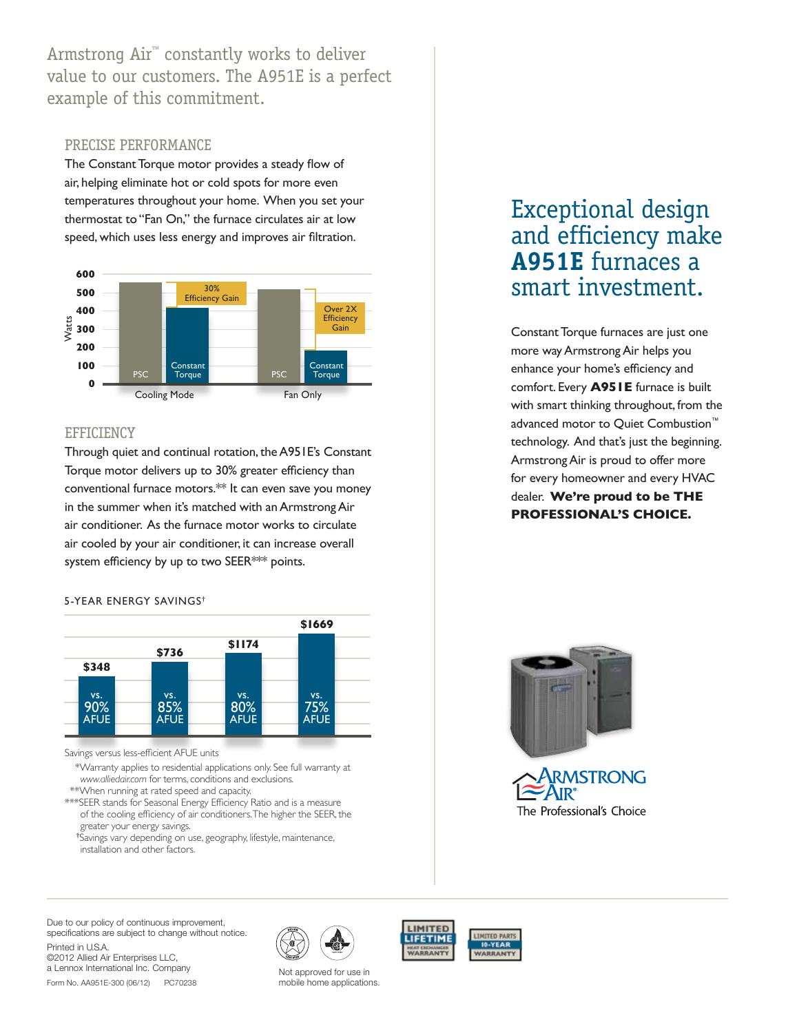Armstrong Air™ constantly works to deliver value to our customers. The A951E is a perfect example of this commitment.

## PRECISE PERFORMANCE

The Constant Torque motor provides a steady flow of air, helping eliminate hot or cold spots for more even temperatures throughout your home. When you set your thermostat to "Fan On," the furnace circulates air at low speed, which uses less energy and improves air filtration.

600
500
400
300
200
100
0
Watts
30% Efficiency Gain
Over 2X Efficiency Gain
PSC
Constant Torque
PSC
Constant Torque
Cooling Mode
Fan Only

## EFFICIENCY

Through quiet and continual rotation, the A951E's Constant Torque motor delivers up to 30% greater efficiency than conventional furnace motors.** It can even save you money in the summer when it's matched with an Armstrong Air air conditioner. As the furnace motor works to circulate air cooled by your air conditioner, it can increase overall system efficiency by up to two SEER*** points.

5-YEAR ENERGY SAVINGS†

$348
vs. 90% AFUE
$736
vs. 85% AFUE
$1174
vs. 80% AFUE
$1669
vs. 75% AFUE

Savings versus less-efficient AFUE units

*Warranty applies to residential applications only. See full warranty at *www.alliedair.com* for terms, conditions and exclusions.
**When running at rated speed and capacity.
***SEER stands for Seasonal Energy Efficiency Ratio and is a measure of the cooling efficiency of air conditioners. The higher the SEER, the greater your energy savings.
†Savings vary depending on use, geography, lifestyle, maintenance, installation and other factors.

# Exceptional design and efficiency make **A951E** furnaces a smart investment.

Constant Torque furnaces are just one more way Armstrong Air helps you enhance your home's efficiency and comfort. Every **A951E** furnace is built with smart thinking throughout, from the advanced motor to Quiet Combustion™ technology. And that's just the beginning. Armstrong Air is proud to offer more for every homeowner and every HVAC dealer. **We're proud to be THE PROFESSIONAL'S CHOICE.**

Armstrong Air
The Professional's Choice

Due to our policy of continuous improvement, specifications are subject to change without notice.
Printed in U.S.A.
©2012 Allied Air Enterprises LLC, a Lennox International Inc. Company
Form No. AA951E-300 (06/12) PC70238

Not approved for use in mobile home applications.

LIMITED LIFETIME HEAT EXCHANGER WARRANTY

LIMITED PARTS 10-YEAR WARRANTY